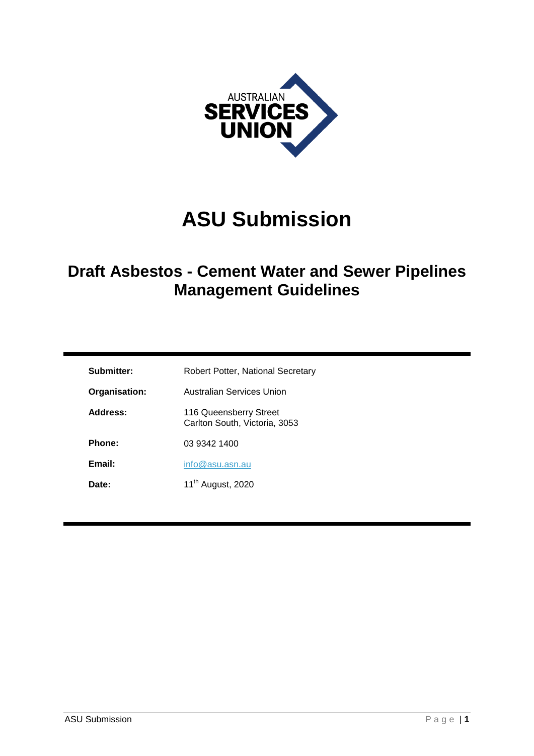AUSTRALIAN SERVICES UNION

# ASU Submission

## Draft Asbestos - Cement Water and Sewer Pipelines Management Guidelines

| | |
|---|---|
| **Submitter:** | Robert Potter, National Secretary |
| **Organisation:** | Australian Services Union |
| **Address:** | 116 Queensberry Street<br>Carlton South, Victoria, 3053 |
| **Phone:** | 03 9342 1400 |
| **Email:** | info@asu.asn.au |
| **Date:** | 11th August, 2020 |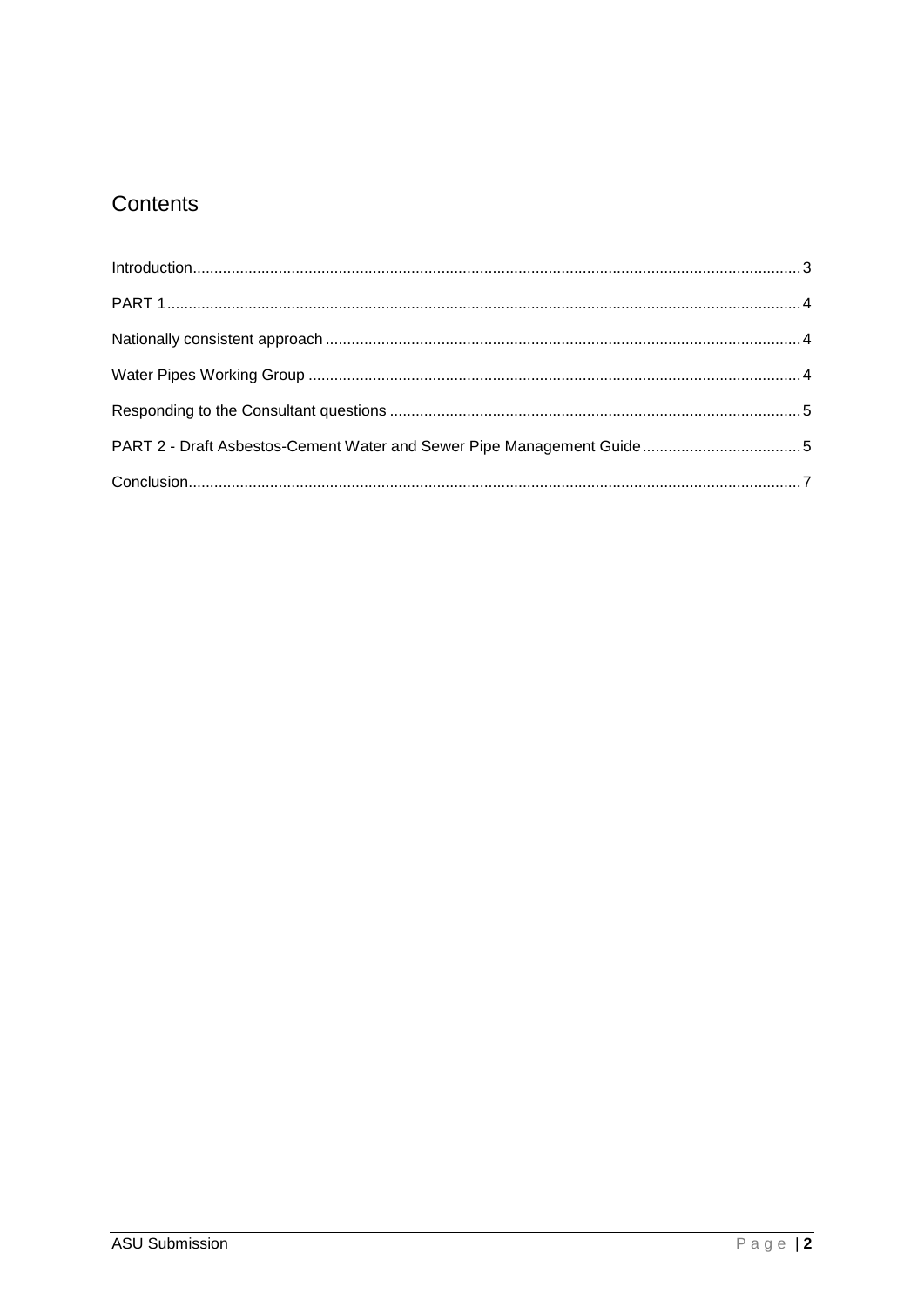# Contents

Introduction........................................................................................................................................3

PART 1...............................................................................................................................................4

Nationally consistent approach ..........................................................................................................4

Water Pipes Working Group ..............................................................................................................4

Responding to the Consultant questions ...........................................................................................5

PART 2 - Draft Asbestos-Cement Water and Sewer Pipe Management Guide....................................5

Conclusion..........................................................................................................................................7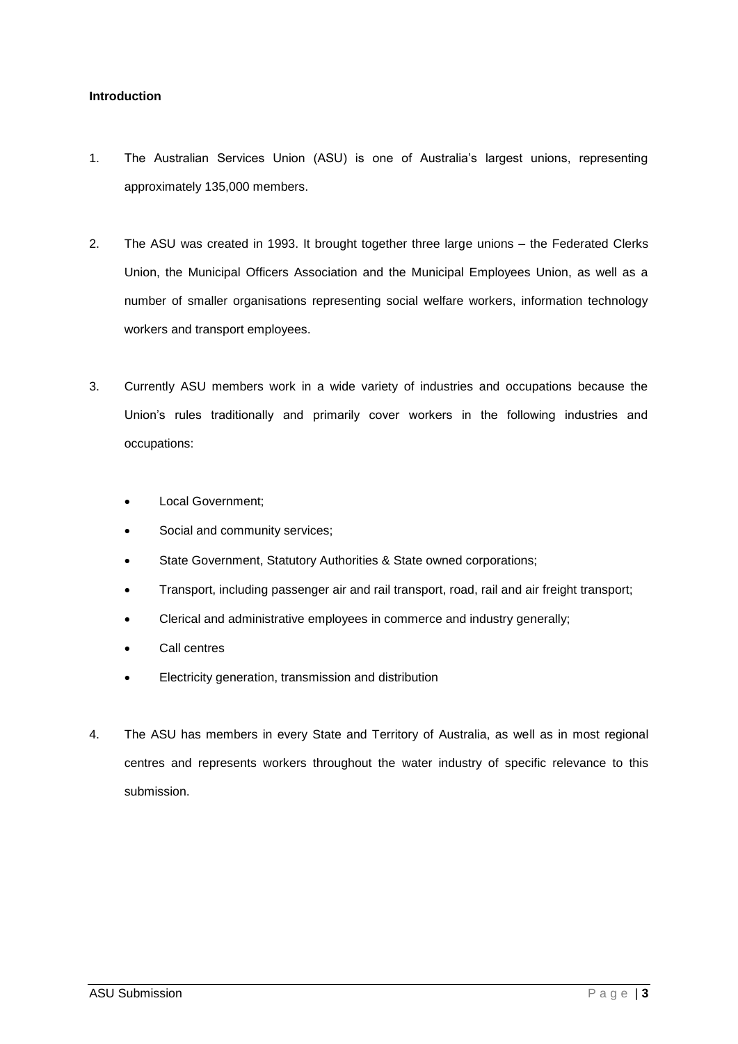**Introduction**

1. The Australian Services Union (ASU) is one of Australia's largest unions, representing approximately 135,000 members.

2. The ASU was created in 1993. It brought together three large unions – the Federated Clerks Union, the Municipal Officers Association and the Municipal Employees Union, as well as a number of smaller organisations representing social welfare workers, information technology workers and transport employees.

3. Currently ASU members work in a wide variety of industries and occupations because the Union's rules traditionally and primarily cover workers in the following industries and occupations:

   - Local Government;
   - Social and community services;
   - State Government, Statutory Authorities & State owned corporations;
   - Transport, including passenger air and rail transport, road, rail and air freight transport;
   - Clerical and administrative employees in commerce and industry generally;
   - Call centres
   - Electricity generation, transmission and distribution

4. The ASU has members in every State and Territory of Australia, as well as in most regional centres and represents workers throughout the water industry of specific relevance to this submission.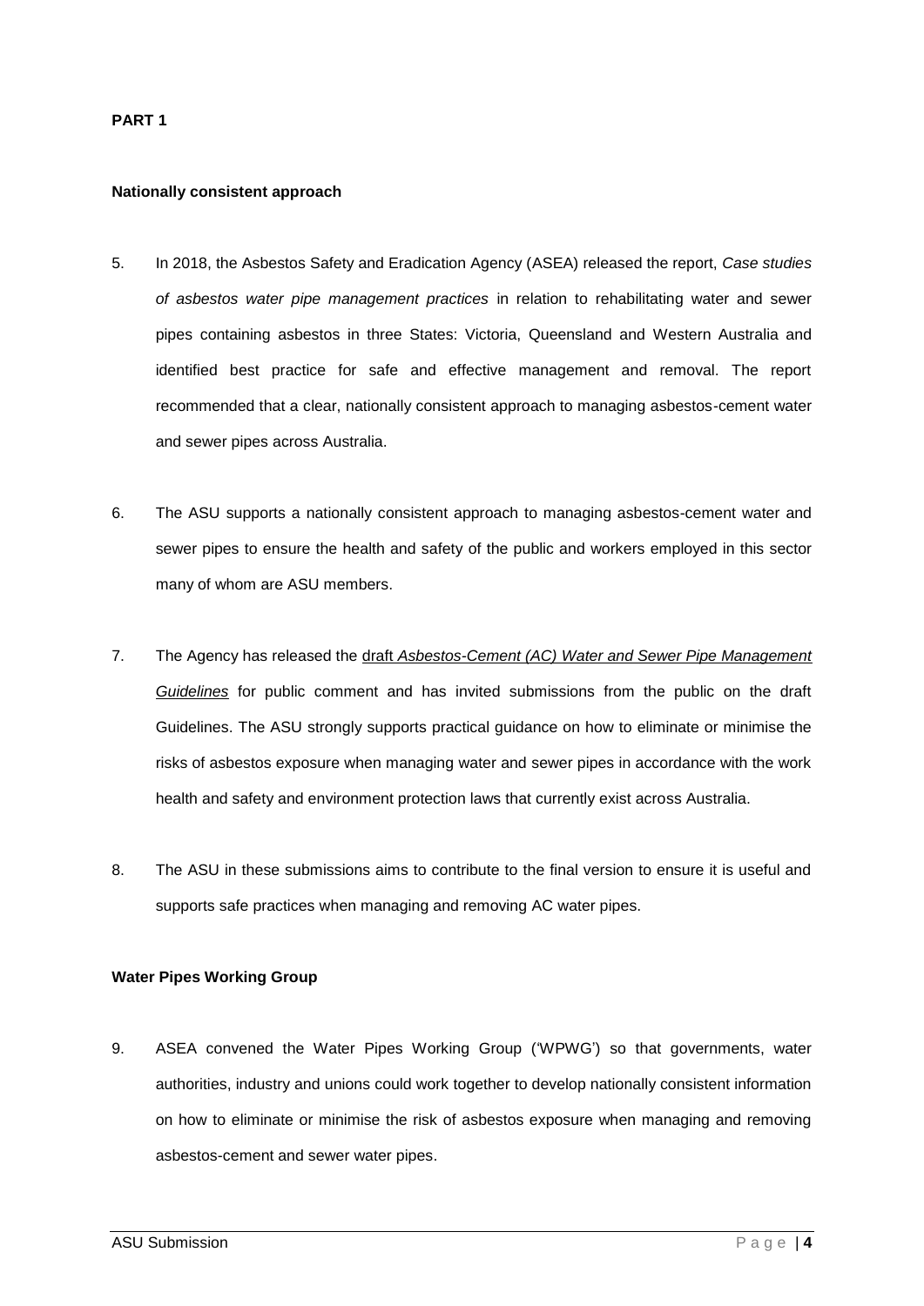**PART 1**

**Nationally consistent approach**

5. In 2018, the Asbestos Safety and Eradication Agency (ASEA) released the report, *Case studies of asbestos water pipe management practices* in relation to rehabilitating water and sewer pipes containing asbestos in three States: Victoria, Queensland and Western Australia and identified best practice for safe and effective management and removal. The report recommended that a clear, nationally consistent approach to managing asbestos-cement water and sewer pipes across Australia.

6. The ASU supports a nationally consistent approach to managing asbestos-cement water and sewer pipes to ensure the health and safety of the public and workers employed in this sector many of whom are ASU members.

7. The Agency has released the draft *Asbestos-Cement (AC) Water and Sewer Pipe Management Guidelines* for public comment and has invited submissions from the public on the draft Guidelines. The ASU strongly supports practical guidance on how to eliminate or minimise the risks of asbestos exposure when managing water and sewer pipes in accordance with the work health and safety and environment protection laws that currently exist across Australia.

8. The ASU in these submissions aims to contribute to the final version to ensure it is useful and supports safe practices when managing and removing AC water pipes.

**Water Pipes Working Group**

9. ASEA convened the Water Pipes Working Group ('WPWG') so that governments, water authorities, industry and unions could work together to develop nationally consistent information on how to eliminate or minimise the risk of asbestos exposure when managing and removing asbestos-cement and sewer water pipes.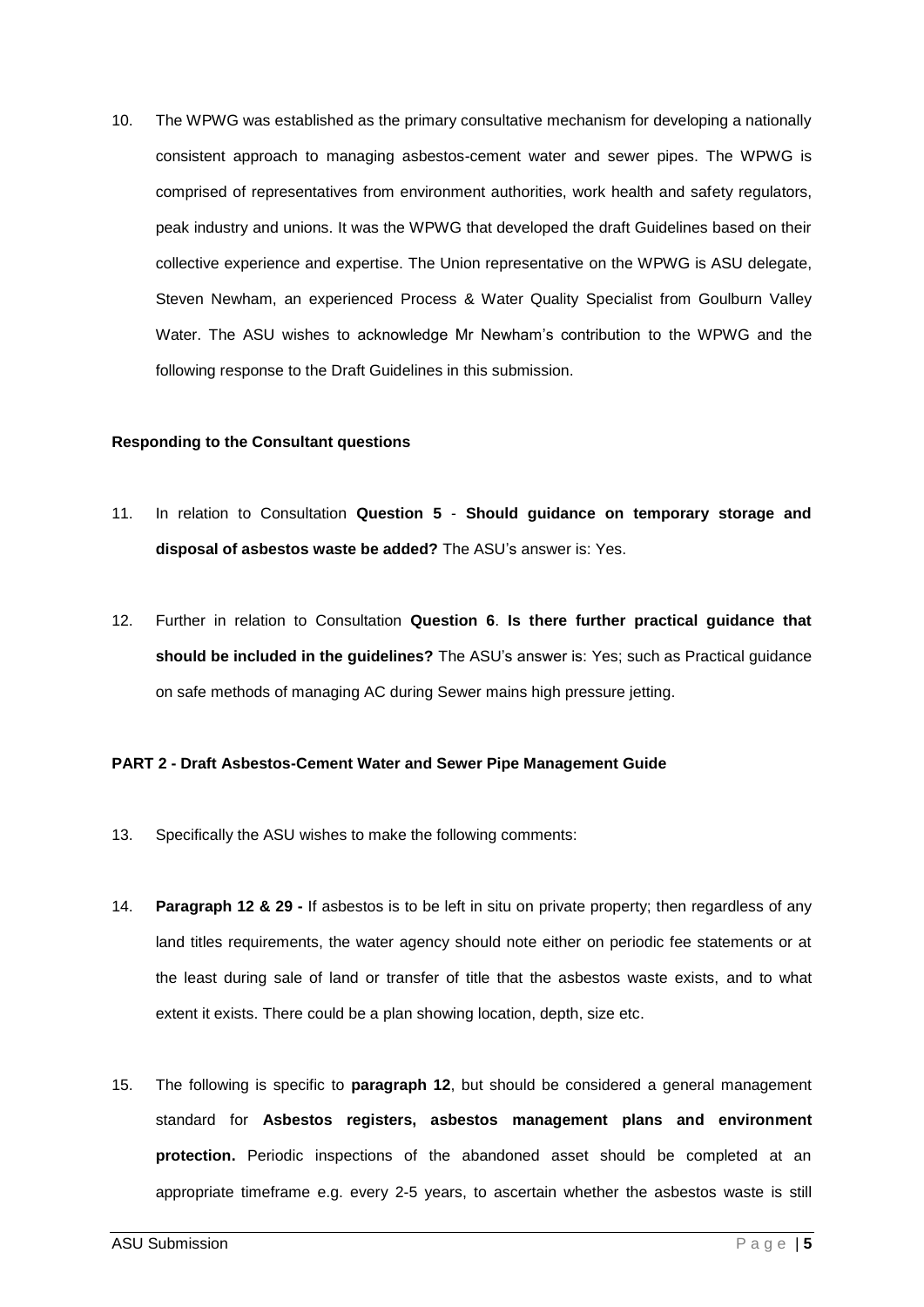10. The WPWG was established as the primary consultative mechanism for developing a nationally consistent approach to managing asbestos-cement water and sewer pipes. The WPWG is comprised of representatives from environment authorities, work health and safety regulators, peak industry and unions. It was the WPWG that developed the draft Guidelines based on their collective experience and expertise. The Union representative on the WPWG is ASU delegate, Steven Newham, an experienced Process & Water Quality Specialist from Goulburn Valley Water. The ASU wishes to acknowledge Mr Newham's contribution to the WPWG and the following response to the Draft Guidelines in this submission.

**Responding to the Consultant questions**

11. In relation to Consultation **Question 5** - **Should guidance on temporary storage and disposal of asbestos waste be added?** The ASU's answer is: Yes.

12. Further in relation to Consultation **Question 6**. **Is there further practical guidance that should be included in the guidelines?** The ASU's answer is: Yes; such as Practical guidance on safe methods of managing AC during Sewer mains high pressure jetting.

**PART 2 - Draft Asbestos-Cement Water and Sewer Pipe Management Guide**

13. Specifically the ASU wishes to make the following comments:

14. **Paragraph 12 & 29 -** If asbestos is to be left in situ on private property; then regardless of any land titles requirements, the water agency should note either on periodic fee statements or at the least during sale of land or transfer of title that the asbestos waste exists, and to what extent it exists. There could be a plan showing location, depth, size etc.

15. The following is specific to **paragraph 12**, but should be considered a general management standard for **Asbestos registers, asbestos management plans and environment protection.** Periodic inspections of the abandoned asset should be completed at an appropriate timeframe e.g. every 2-5 years, to ascertain whether the asbestos waste is still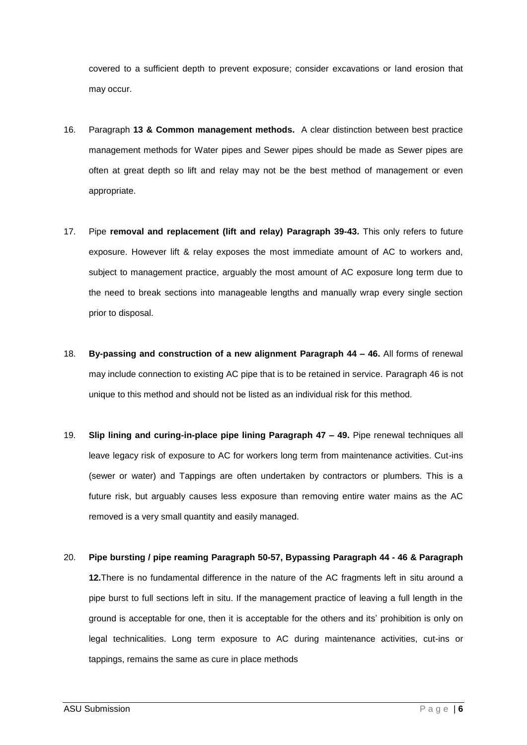covered to a sufficient depth to prevent exposure; consider excavations or land erosion that may occur.

16. Paragraph **13 & Common management methods.** A clear distinction between best practice management methods for Water pipes and Sewer pipes should be made as Sewer pipes are often at great depth so lift and relay may not be the best method of management or even appropriate.

17. Pipe **removal and replacement (lift and relay) Paragraph 39-43.** This only refers to future exposure. However lift & relay exposes the most immediate amount of AC to workers and, subject to management practice, arguably the most amount of AC exposure long term due to the need to break sections into manageable lengths and manually wrap every single section prior to disposal.

18. **By-passing and construction of a new alignment Paragraph 44 – 46.** All forms of renewal may include connection to existing AC pipe that is to be retained in service. Paragraph 46 is not unique to this method and should not be listed as an individual risk for this method.

19. **Slip lining and curing-in-place pipe lining Paragraph 47 – 49.** Pipe renewal techniques all leave legacy risk of exposure to AC for workers long term from maintenance activities. Cut-ins (sewer or water) and Tappings are often undertaken by contractors or plumbers. This is a future risk, but arguably causes less exposure than removing entire water mains as the AC removed is a very small quantity and easily managed.

20. **Pipe bursting / pipe reaming Paragraph 50-57, Bypassing Paragraph 44 - 46 & Paragraph 12.** There is no fundamental difference in the nature of the AC fragments left in situ around a pipe burst to full sections left in situ. If the management practice of leaving a full length in the ground is acceptable for one, then it is acceptable for the others and its' prohibition is only on legal technicalities. Long term exposure to AC during maintenance activities, cut-ins or tappings, remains the same as cure in place methods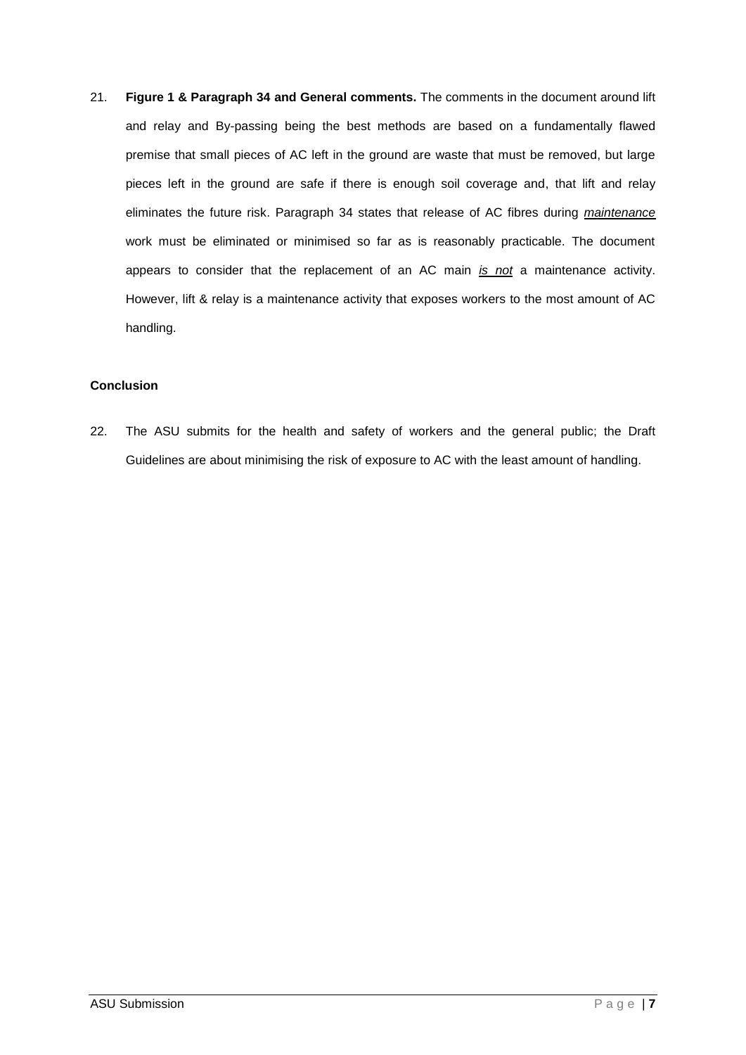21. **Figure 1 & Paragraph 34 and General comments.** The comments in the document around lift and relay and By-passing being the best methods are based on a fundamentally flawed premise that small pieces of AC left in the ground are waste that must be removed, but large pieces left in the ground are safe if there is enough soil coverage and, that lift and relay eliminates the future risk. Paragraph 34 states that release of AC fibres during ***maintenance*** work must be eliminated or minimised so far as is reasonably practicable. The document appears to consider that the replacement of an AC main ***is not*** a maintenance activity. However, lift & relay is a maintenance activity that exposes workers to the most amount of AC handling.

**Conclusion**

22. The ASU submits for the health and safety of workers and the general public; the Draft Guidelines are about minimising the risk of exposure to AC with the least amount of handling.